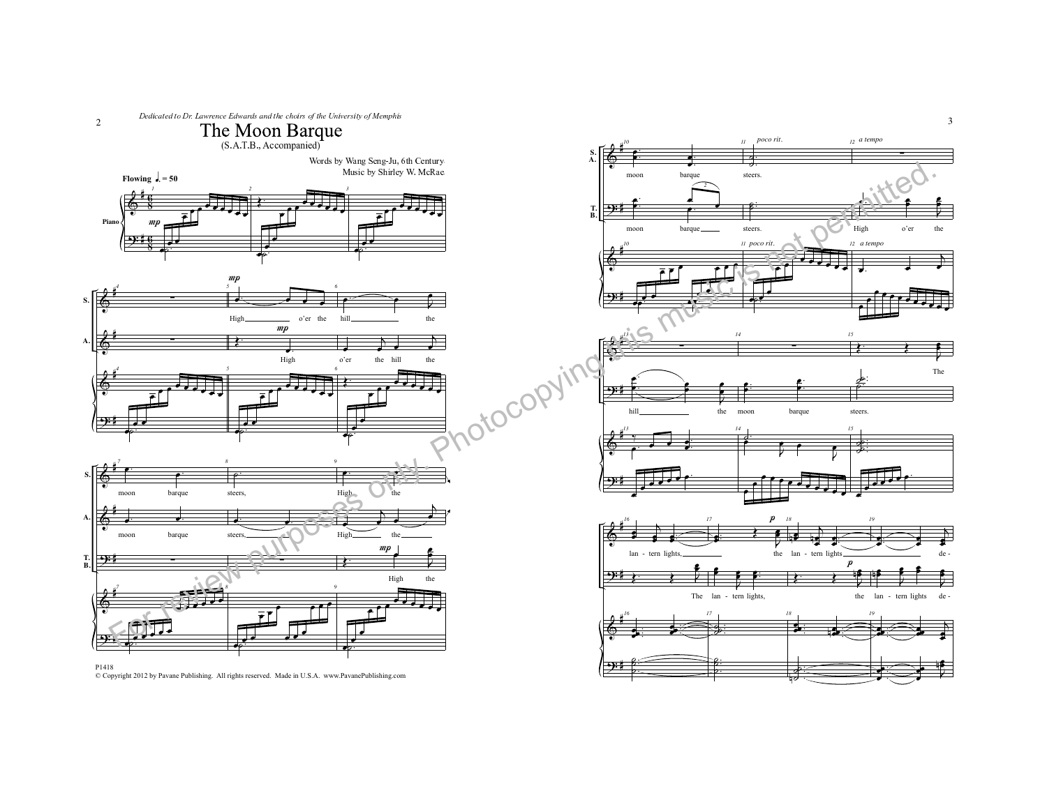*Dedicated to Dr. Lawrence Edwards and the choirs of the University of Memphis*

# The Moon Barque

(S.A.T.B., Accompanied)

Words by Wang Seng-Ju, 6th Century
Music by Shirley W. McRae

**Flowing** ♩. = 50

P1418
© Copyright 2012 by Pavane Publishing. All rights reserved. Made in U.S.A. www.PavanePublishing.com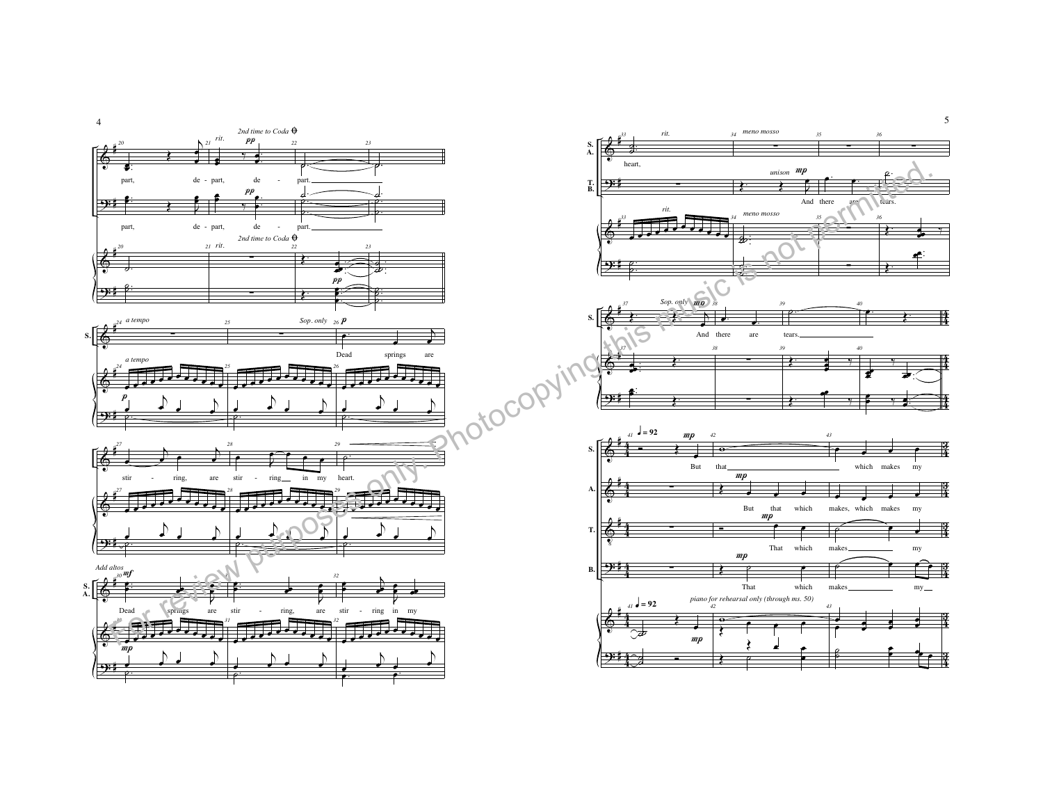*2nd time to Coda*

*rit.* *pp*

part, de - part, de - part.

part, de - part, de - part.

*a tempo*

*Sop. only* *p*

Dead springs are stir - ring, are stir - ring in my heart.

*Add altos* *mf*

Dead springs are stir - ring, are stir - ring in my

*mp*

heart,

*rit.* *meno mosso*

*unison* *mp*

And there are tears.

*Sop. only* *mp*

And there are tears.

♩ = 92

*mp*

But that which makes my

But that which makes, which makes my

That which makes my

That which makes my

*piano for rehearsal only (through ms. 50)*

For review purposes only. Photocopying this music is not permitted.